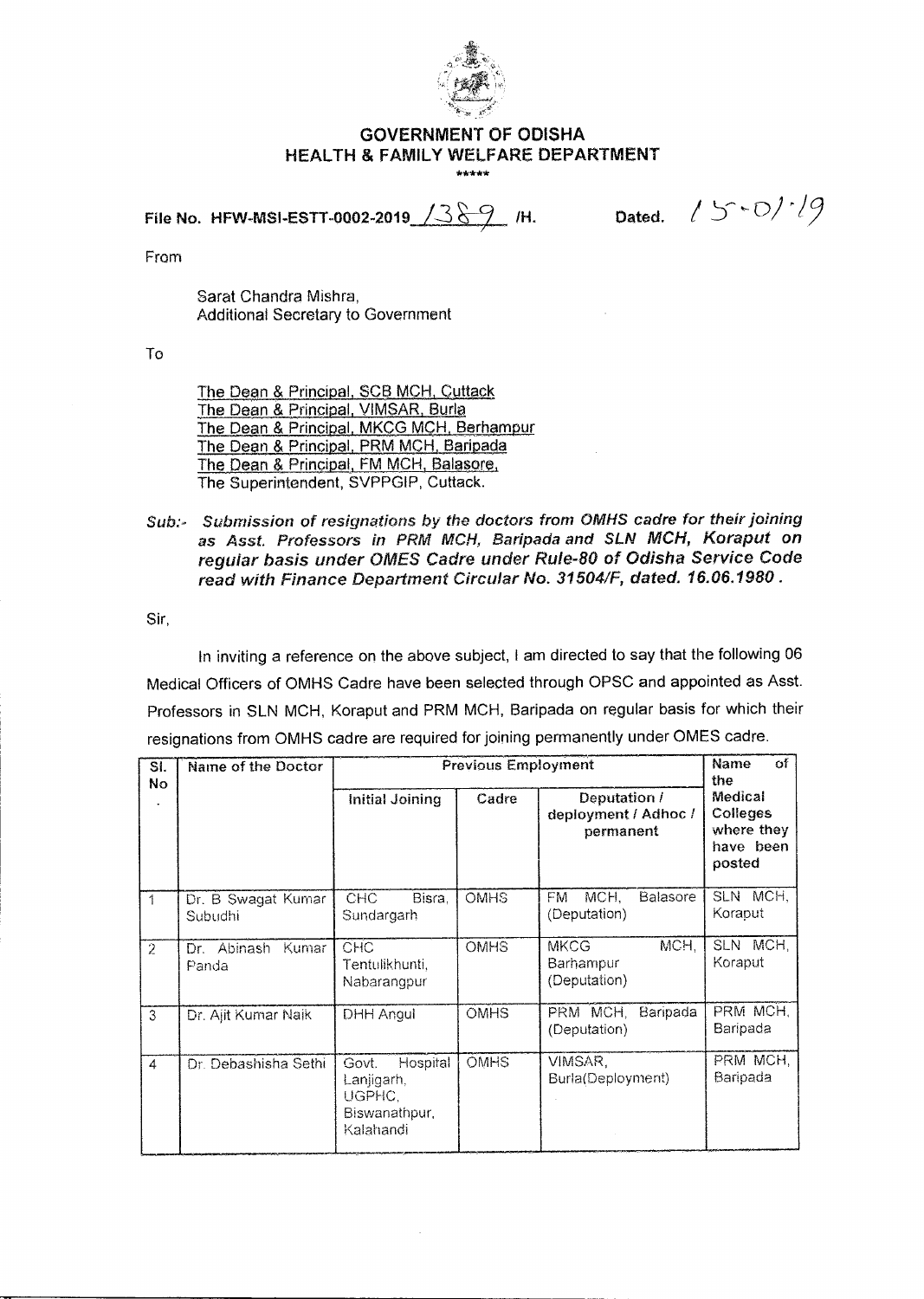# GOVERNMENT OF ODISHA
## HEALTH & FAMILY WELFARE DEPARTMENT

\*\*\*\*\*

**File No. HFW-MSI-ESTT-0002-2019 1389 /H.** **Dated. 15-01-19**

From

Sarat Chandra Mishra,
Additional Secretary to Government

To

The Dean & Principal, SCB MCH, Cuttack
The Dean & Principal, VIMSAR, Burla
The Dean & Principal, MKCG MCH, Berhampur
The Dean & Principal, PRM MCH, Baripada
The Dean & Principal, FM MCH, Balasore,
The Superintendent, SVPPGIP, Cuttack.

*Sub:- Submission of resignations by the doctors from OMHS cadre for their joining as Asst. Professors in PRM MCH, Baripada and SLN MCH, Koraput on regular basis under OMES Cadre under Rule-80 of Odisha Service Code read with Finance Department Circular No. 31504/F, dated. 16.06.1980 .*

Sir,

In inviting a reference on the above subject, I am directed to say that the following 06 Medical Officers of OMHS Cadre have been selected through OPSC and appointed as Asst. Professors in SLN MCH, Koraput and PRM MCH, Baripada on regular basis for which their resignations from OMHS cadre are required for joining permanently under OMES cadre.

| Sl. No. | Name of the Doctor | Previous Employment | | | Name of the Medical Colleges where they have been posted |
|---|---|---|---|---|---|
| | | Initial Joining | Cadre | Deputation / deployment / Adhoc / permanent | |
| 1 | Dr. B Swagat Kumar Subudhi | CHC Bisra, Sundargarh | OMHS | FM MCH, Balasore (Deputation) | SLN MCH, Koraput |
| 2 | Dr. Abinash Kumar Panda | CHC Tentulikhunti, Nabarangpur | OMHS | MKCG MCH, Barhampur (Deputation) | SLN MCH, Koraput |
| 3 | Dr. Ajit Kumar Naik | DHH Angul | OMHS | PRM MCH, Baripada (Deputation) | PRM MCH, Baripada |
| 4 | Dr. Debashisha Sethi | Govt. Hospital Lanjigarh, UGPHC, Biswanathpur, Kalahandi | OMHS | VIMSAR, Burla(Deployment) | PRM MCH, Baripada |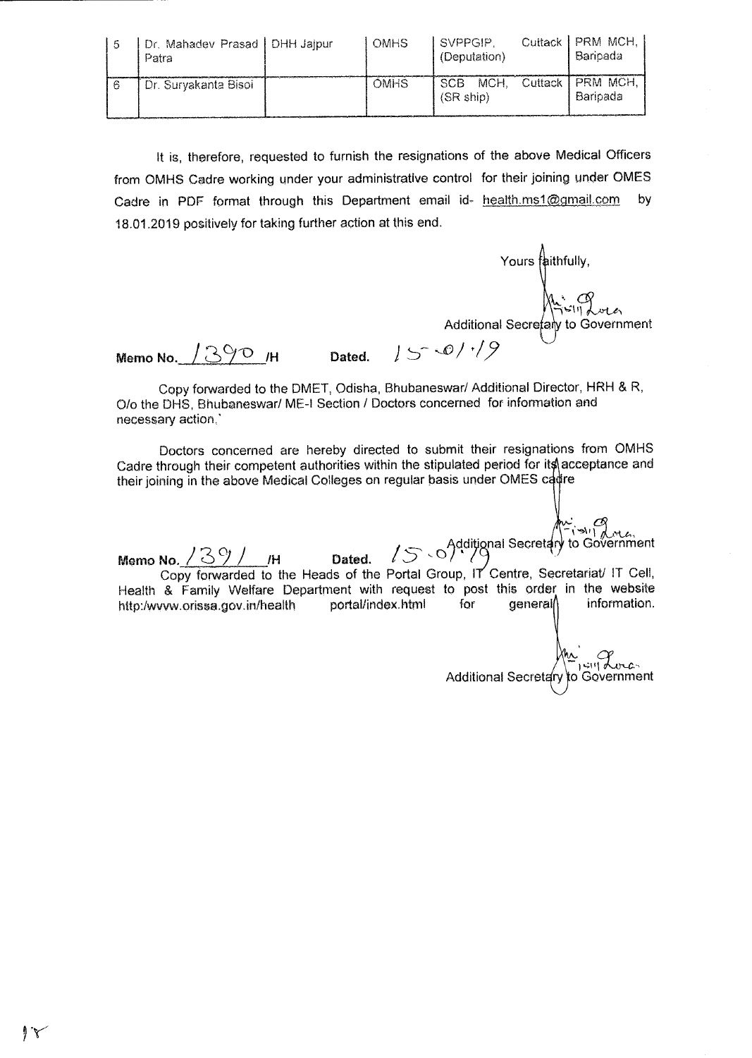| | | | | | |
|---|---|---|---|---|---|
| 5 | Dr. Mahadev Prasad Patra | DHH Jajpur | OMHS | SVPPGIP, Cuttack (Deputation) | PRM MCH, Baripada |
| 6 | Dr. Suryakanta Bisoi | | OMHS | SCB MCH, Cuttack (SR ship) | PRM MCH, Baripada |

It is, therefore, requested to furnish the resignations of the above Medical Officers from OMHS Cadre working under your administrative control for their joining under OMES Cadre in PDF format through this Department email id- health.ms1@gmail.com by 18.01.2019 positively for taking further action at this end.

Yours faithfully,

Additional Secretary to Government

Memo No. 1390 /H Dated. 15-01-19

Copy forwarded to the DMET, Odisha, Bhubaneswar/ Additional Director, HRH & R, O/o the DHS, Bhubaneswar/ ME-I Section / Doctors concerned for information and necessary action.

Doctors concerned are hereby directed to submit their resignations from OMHS Cadre through their competent authorities within the stipulated period for its acceptance and their joining in the above Medical Colleges on regular basis under OMES cadre

Additional Secretary to Government

Memo No. 1391 /H Dated. 15-01-19

Copy forwarded to the Heads of the Portal Group, IT Centre, Secretariat/ IT Cell, Health & Family Welfare Department with request to post this order in the website http:/wvvw.orissa.gov.in/health portal/index.html for general information.

Additional Secretary to Government